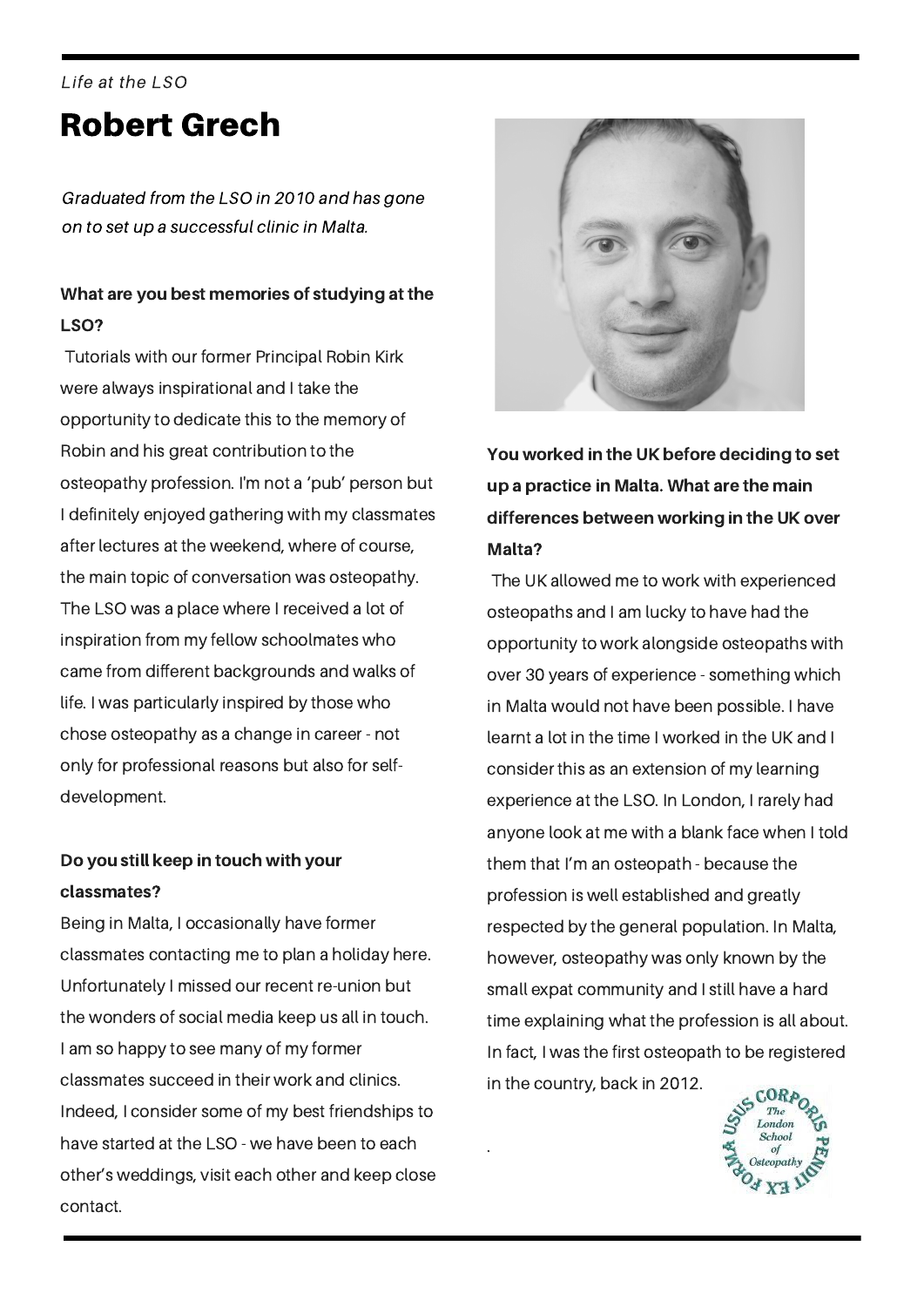*Life at the LSO*

# Robert Grech

*Graduated from the LSO in 2010 and has gone on to set up a successful clinic in Malta.*

**What are you best memories of studying at the LSO?**

Tutorials with our former Principal Robin Kirk were always inspirational and I take the opportunity to dedicate this to the memory of Robin and his great contribution to the osteopathy profession. I'm not a 'pub' person but I definitely enjoyed gathering with my classmates after lectures at the weekend, where of course, the main topic of conversation was osteopathy. The LSO was a place where I received a lot of inspiration from my fellow schoolmates who came from different backgrounds and walks of life. I was particularly inspired by those who chose osteopathy as a change in career - not only for professional reasons but also for self-development.

**Do you still keep in touch with your classmates?**

Being in Malta, I occasionally have former classmates contacting me to plan a holiday here. Unfortunately I missed our recent re-union but the wonders of social media keep us all in touch. I am so happy to see many of my former classmates succeed in their work and clinics. Indeed, I consider some of my best friendships to have started at the LSO - we have been to each other's weddings, visit each other and keep close contact.

**You worked in the UK before deciding to set up a practice in Malta. What are the main differences between working in the UK over Malta?**

The UK allowed me to work with experienced osteopaths and I am lucky to have had the opportunity to work alongside osteopaths with over 30 years of experience - something which in Malta would not have been possible. I have learnt a lot in the time I worked in the UK and I consider this as an extension of my learning experience at the LSO. In London, I rarely had anyone look at me with a blank face when I told them that I'm an osteopath - because the profession is well established and greatly respected by the general population. In Malta, however, osteopathy was only known by the small expat community and I still have a hard time explaining what the profession is all about. In fact, I was the first osteopath to be registered in the country, back in 2012.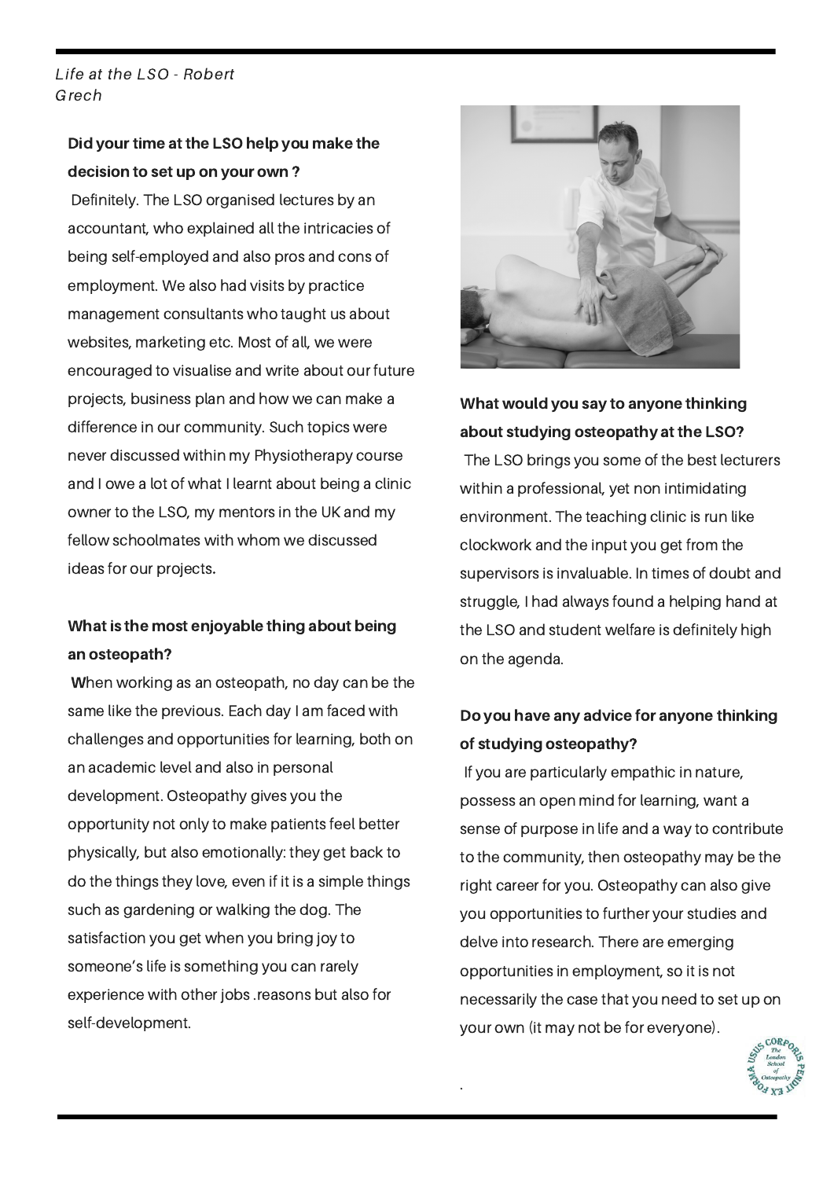*Life at the LSO - Robert Grech*

**Did your time at the LSO help you make the decision to set up on your own ?**

Definitely. The LSO organised lectures by an accountant, who explained all the intricacies of being self-employed and also pros and cons of employment. We also had visits by practice management consultants who taught us about websites, marketing etc. Most of all, we were encouraged to visualise and write about our future projects, business plan and how we can make a difference in our community. Such topics were never discussed within my Physiotherapy course and I owe a lot of what I learnt about being a clinic owner to the LSO, my mentors in the UK and my fellow schoolmates with whom we discussed ideas for our projects.

**What is the most enjoyable thing about being an osteopath?**

When working as an osteopath, no day can be the same like the previous. Each day I am faced with challenges and opportunities for learning, both on an academic level and also in personal development. Osteopathy gives you the opportunity not only to make patients feel better physically, but also emotionally: they get back to do the things they love, even if it is a simple things such as gardening or walking the dog. The satisfaction you get when you bring joy to someone's life is something you can rarely experience with other jobs .reasons but also for self-development.

**What would you say to anyone thinking about studying osteopathy at the LSO?**

The LSO brings you some of the best lecturers within a professional, yet non intimidating environment. The teaching clinic is run like clockwork and the input you get from the supervisors is invaluable. In times of doubt and struggle, I had always found a helping hand at the LSO and student welfare is definitely high on the agenda.

**Do you have any advice for anyone thinking of studying osteopathy?**

If you are particularly empathic in nature, possess an open mind for learning, want a sense of purpose in life and a way to contribute to the community, then osteopathy may be the right career for you. Osteopathy can also give you opportunities to further your studies and delve into research. There are emerging opportunities in employment, so it is not necessarily the case that you need to set up on your own (it may not be for everyone).